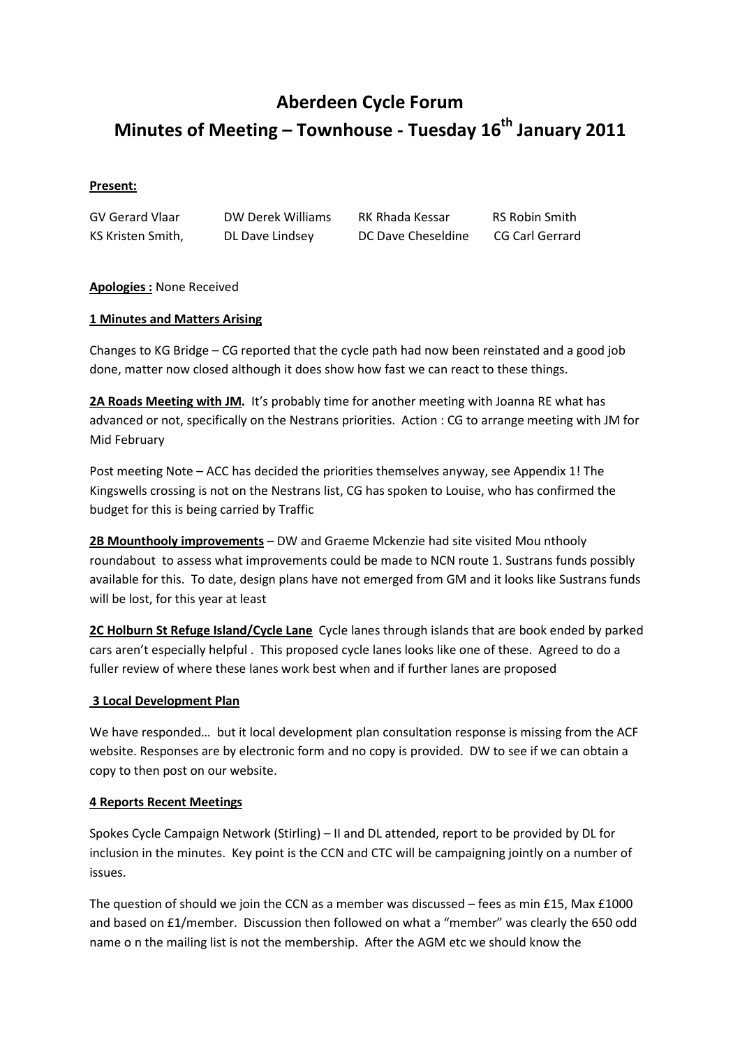# Aberdeen Cycle Forum

# Minutes of Meeting – Townhouse - Tuesday 16th January 2011

**Present:**

| | | | |
|---|---|---|---|
| GV Gerard Vlaar | DW Derek Williams | RK Rhada Kessar | RS Robin Smith |
| KS Kristen Smith, | DL Dave Lindsey | DC Dave Cheseldine | CG Carl Gerrard |

**Apologies :** None Received

**1 Minutes and Matters Arising**

Changes to KG Bridge – CG reported that the cycle path had now been reinstated and a good job done, matter now closed although it does show how fast we can react to these things.

**2A Roads Meeting with JM.** It's probably time for another meeting with Joanna RE what has advanced or not, specifically on the Nestrans priorities. Action : CG to arrange meeting with JM for Mid February

Post meeting Note – ACC has decided the priorities themselves anyway, see Appendix 1! The Kingswells crossing is not on the Nestrans list, CG has spoken to Louise, who has confirmed the budget for this is being carried by Traffic

**2B Mounthooly improvements** – DW and Graeme Mckenzie had site visited Mou nthooly roundabout to assess what improvements could be made to NCN route 1. Sustrans funds possibly available for this. To date, design plans have not emerged from GM and it looks like Sustrans funds will be lost, for this year at least

**2C Holburn St Refuge Island/Cycle Lane** Cycle lanes through islands that are book ended by parked cars aren't especially helpful . This proposed cycle lanes looks like one of these. Agreed to do a fuller review of where these lanes work best when and if further lanes are proposed

**3 Local Development Plan**

We have responded… but it local development plan consultation response is missing from the ACF website. Responses are by electronic form and no copy is provided. DW to see if we can obtain a copy to then post on our website.

**4 Reports Recent Meetings**

Spokes Cycle Campaign Network (Stirling) – II and DL attended, report to be provided by DL for inclusion in the minutes. Key point is the CCN and CTC will be campaigning jointly on a number of issues.

The question of should we join the CCN as a member was discussed – fees as min £15, Max £1000 and based on £1/member. Discussion then followed on what a "member" was clearly the 650 odd name o n the mailing list is not the membership. After the AGM etc we should know the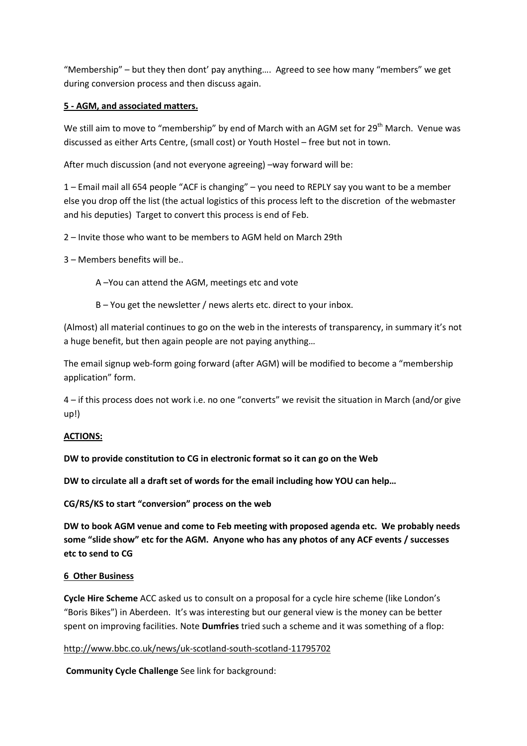"Membership" – but they then dont' pay anything…. Agreed to see how many "members" we get during conversion process and then discuss again.

**5 - AGM, and associated matters.**

We still aim to move to "membership" by end of March with an AGM set for 29th March. Venue was discussed as either Arts Centre, (small cost) or Youth Hostel – free but not in town.

After much discussion (and not everyone agreeing) –way forward will be:

1 – Email mail all 654 people "ACF is changing" – you need to REPLY say you want to be a member else you drop off the list (the actual logistics of this process left to the discretion of the webmaster and his deputies) Target to convert this process is end of Feb.

2 – Invite those who want to be members to AGM held on March 29th

3 – Members benefits will be..

A –You can attend the AGM, meetings etc and vote

B – You get the newsletter / news alerts etc. direct to your inbox.

(Almost) all material continues to go on the web in the interests of transparency, in summary it's not a huge benefit, but then again people are not paying anything…

The email signup web-form going forward (after AGM) will be modified to become a "membership application" form.

4 – if this process does not work i.e. no one "converts" we revisit the situation in March (and/or give up!)

**ACTIONS:**

**DW to provide constitution to CG in electronic format so it can go on the Web**

**DW to circulate all a draft set of words for the email including how YOU can help…**

**CG/RS/KS to start "conversion" process on the web**

**DW to book AGM venue and come to Feb meeting with proposed agenda etc. We probably needs some "slide show" etc for the AGM. Anyone who has any photos of any ACF events / successes etc to send to CG**

**6 Other Business**

**Cycle Hire Scheme** ACC asked us to consult on a proposal for a cycle hire scheme (like London's "Boris Bikes") in Aberdeen. It's was interesting but our general view is the money can be better spent on improving facilities. Note **Dumfries** tried such a scheme and it was something of a flop:

http://www.bbc.co.uk/news/uk-scotland-south-scotland-11795702

**Community Cycle Challenge** See link for background: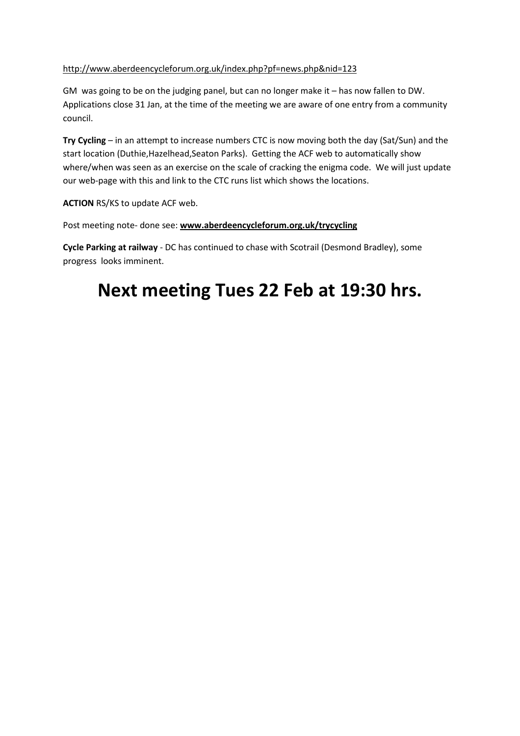http://www.aberdeencycleforum.org.uk/index.php?pf=news.php&nid=123

GM was going to be on the judging panel, but can no longer make it – has now fallen to DW. Applications close 31 Jan, at the time of the meeting we are aware of one entry from a community council.

**Try Cycling** – in an attempt to increase numbers CTC is now moving both the day (Sat/Sun) and the start location (Duthie,Hazelhead,Seaton Parks). Getting the ACF web to automatically show where/when was seen as an exercise on the scale of cracking the enigma code. We will just update our web-page with this and link to the CTC runs list which shows the locations.

**ACTION** RS/KS to update ACF web.

Post meeting note- done see: **www.aberdeencycleforum.org.uk/trycycling**

**Cycle Parking at railway** - DC has continued to chase with Scotrail (Desmond Bradley), some progress looks imminent.

# Next meeting Tues 22 Feb at 19:30 hrs.